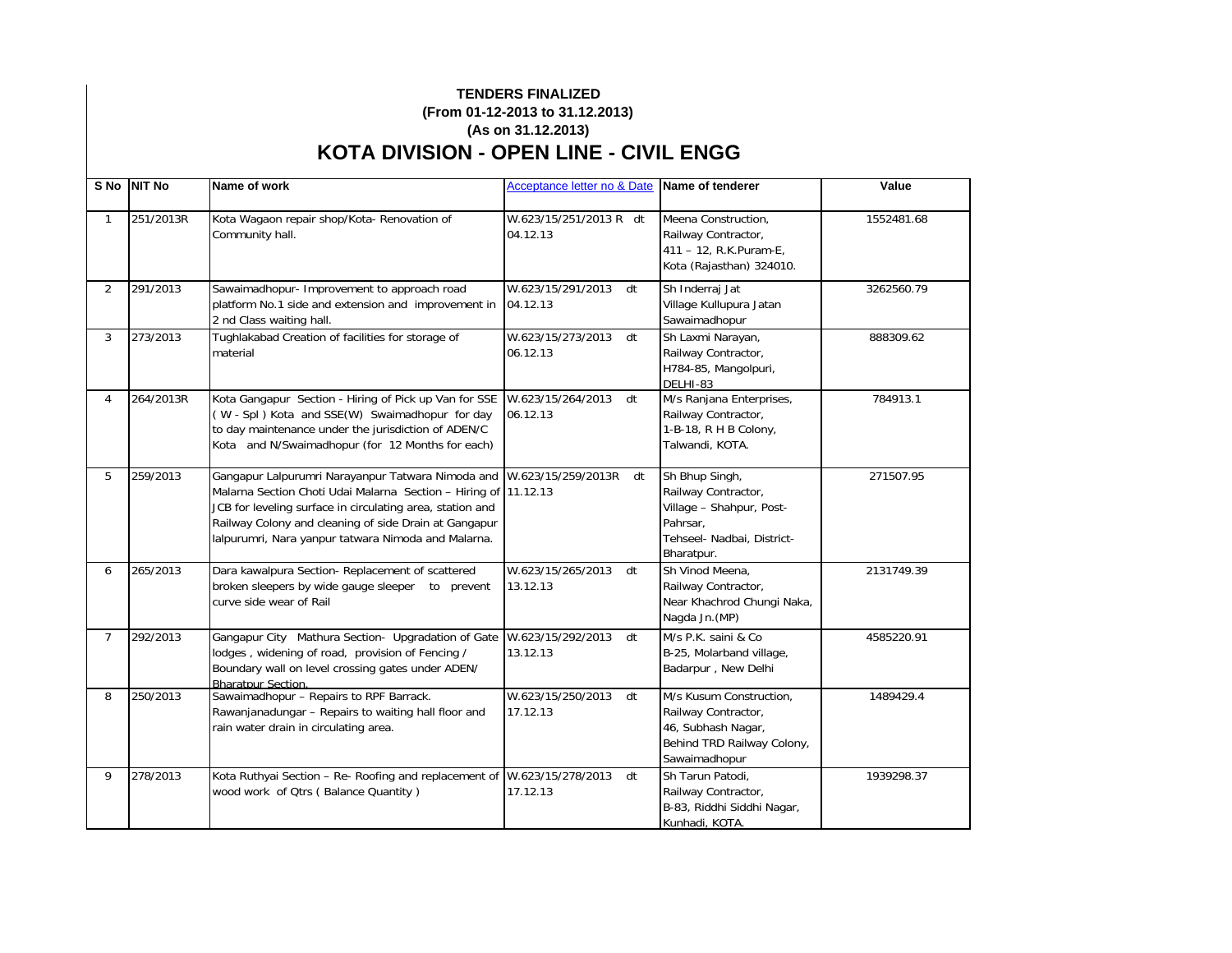**TENDERS FINALIZED**
**(From 01-12-2013 to 31.12.2013)**
**(As on 31.12.2013)**

# KOTA DIVISION - OPEN LINE - CIVIL ENGG

| S No | NIT No | Name of work | Acceptance letter no & Date | Name of tenderer | Value |
|---|---|---|---|---|---|
| 1 | 251/2013R | Kota Wagaon repair shop/Kota- Renovation of Community hall. | W.623/15/251/2013 R dt 04.12.13 | Meena Construction, Railway Contractor, 411 – 12, R.K.Puram-E, Kota (Rajasthan) 324010. | 1552481.68 |
| 2 | 291/2013 | Sawaimadhopur- Improvement to approach road platform No.1 side and extension and improvement in 2 nd Class waiting hall. | W.623/15/291/2013 dt 04.12.13 | Sh Inderraj Jat Village Kullupura Jatan Sawaimadhopur | 3262560.79 |
| 3 | 273/2013 | Tughlakabad Creation of facilities for storage of material | W.623/15/273/2013 dt 06.12.13 | Sh Laxmi Narayan, Railway Contractor, H784-85, Mangolpuri, DELHI-83 | 888309.62 |
| 4 | 264/2013R | Kota Gangapur Section - Hiring of Pick up Van for SSE ( W - Spl ) Kota and SSE(W) Swaimadhopur for day to day maintenance under the jurisdiction of ADEN/C Kota and N/Swaimadhopur (for 12 Months for each) | W.623/15/264/2013 dt 06.12.13 | M/s Ranjana Enterprises, Railway Contractor, 1-B-18, R H B Colony, Talwandi, KOTA. | 784913.1 |
| 5 | 259/2013 | Gangapur Lalpurumri Narayanpur Tatwara Nimoda and Malarna Section Choti Udai Malarna Section – Hiring of JCB for leveling surface in circulating area, station and Railway Colony and cleaning of side Drain at Gangapur lalpurumri, Nara yanpur tatwara Nimoda and Malarna. | W.623/15/259/2013R dt 11.12.13 | Sh Bhup Singh, Railway Contractor, Village – Shahpur, Post- Pahrsar, Tehseel- Nadbai, District- Bharatpur. | 271507.95 |
| 6 | 265/2013 | Dara kawalpura Section- Replacement of scattered broken sleepers by wide gauge sleeper to prevent curve side wear of Rail | W.623/15/265/2013 dt 13.12.13 | Sh Vinod Meena, Railway Contractor, Near Khachrod Chungi Naka, Nagda Jn.(MP) | 2131749.39 |
| 7 | 292/2013 | Gangapur City Mathura Section- Upgradation of Gate lodges , widening of road, provision of Fencing / Boundary wall on level crossing gates under ADEN/ Bharatpur Section. | W.623/15/292/2013 dt 13.12.13 | M/s P.K. saini & Co B-25, Molarband village, Badarpur , New Delhi | 4585220.91 |
| 8 | 250/2013 | Sawaimadhopur – Repairs to RPF Barrack. Rawanjanadungar – Repairs to waiting hall floor and rain water drain in circulating area. | W.623/15/250/2013 dt 17.12.13 | M/s Kusum Construction, Railway Contractor, 46, Subhash Nagar, Behind TRD Railway Colony, Sawaimadhopur | 1489429.4 |
| 9 | 278/2013 | Kota Ruthyai Section – Re- Roofing and replacement of wood work of Qtrs ( Balance Quantity ) | W.623/15/278/2013 dt 17.12.13 | Sh Tarun Patodi, Railway Contractor, B-83, Riddhi Siddhi Nagar, Kunhadi, KOTA. | 1939298.37 |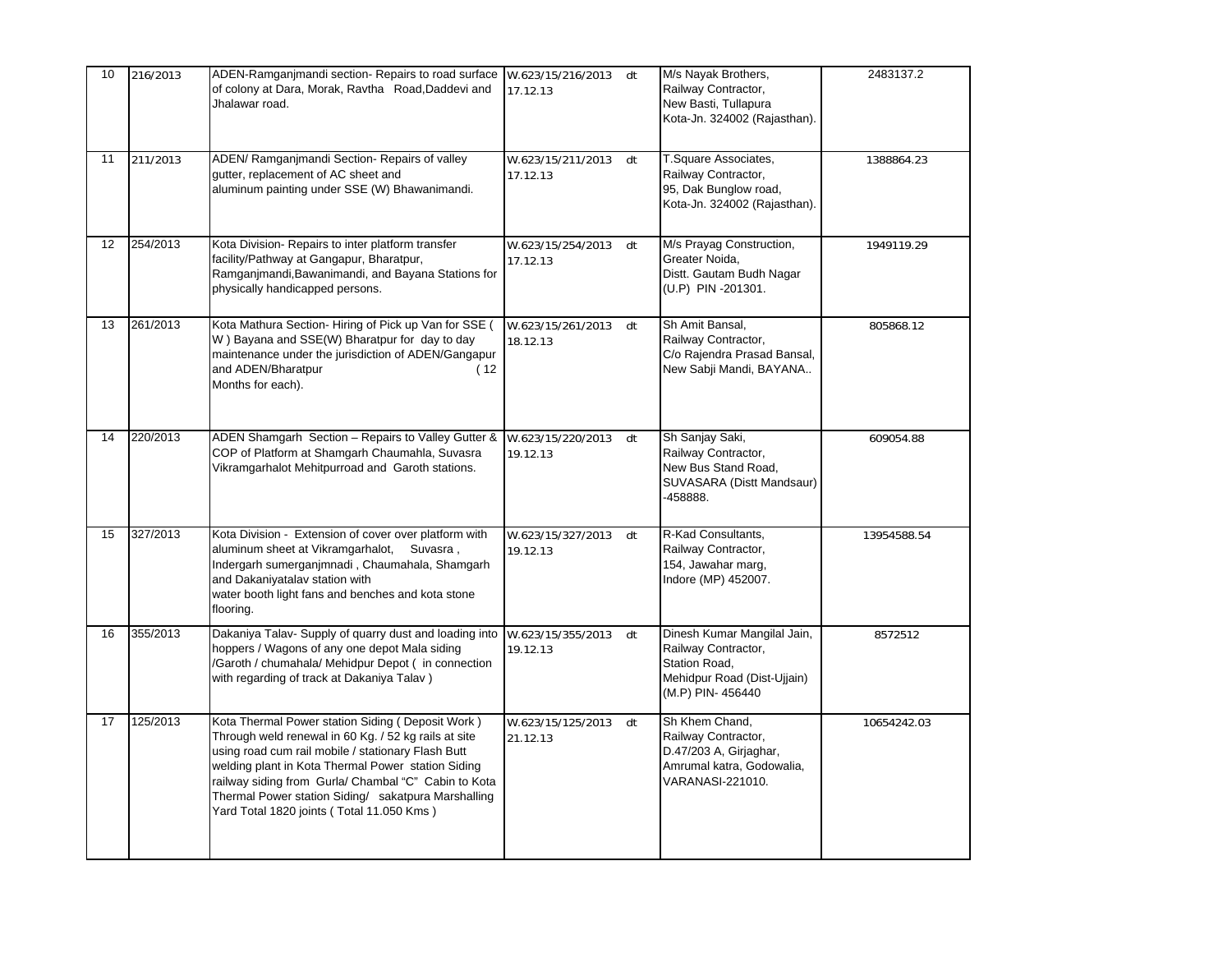| 10 | 216/2013 | ADEN-Ramganjmandi section- Repairs to road surface of colony at Dara, Morak, Ravtha Road,Daddevi and Jhalawar road. | W.623/15/216/2013 dt 17.12.13 | M/s Nayak Brothers, Railway Contractor, New Basti, Tullapura Kota-Jn. 324002 (Rajasthan). | 2483137.2 |
|---|---|---|---|---|---|
| 11 | 211/2013 | ADEN/ Ramganjmandi Section- Repairs of valley gutter, replacement of AC sheet and aluminum painting under SSE (W) Bhawanimandi. | W.623/15/211/2013 dt 17.12.13 | T.Square Associates, Railway Contractor, 95, Dak Bunglow road, Kota-Jn. 324002 (Rajasthan). | 1388864.23 |
| 12 | 254/2013 | Kota Division- Repairs to inter platform transfer facility/Pathway at Gangapur, Bharatpur, Ramganjmandi,Bawanimandi, and Bayana Stations for physically handicapped persons. | W.623/15/254/2013 dt 17.12.13 | M/s Prayag Construction, Greater Noida, Distt. Gautam Budh Nagar (U.P) PIN -201301. | 1949119.29 |
| 13 | 261/2013 | Kota Mathura Section- Hiring of Pick up Van for SSE ( W ) Bayana and SSE(W) Bharatpur for day to day maintenance under the jurisdiction of ADEN/Gangapur and ADEN/Bharatpur ( 12 Months for each). | W.623/15/261/2013 dt 18.12.13 | Sh Amit Bansal, Railway Contractor, C/o Rajendra Prasad Bansal, New Sabji Mandi, BAYANA.. | 805868.12 |
| 14 | 220/2013 | ADEN Shamgarh Section – Repairs to Valley Gutter & COP of Platform at Shamgarh Chaumahla, Suvasra Vikramgarhalot Mehitpurroad and Garoth stations. | W.623/15/220/2013 dt 19.12.13 | Sh Sanjay Saki, Railway Contractor, New Bus Stand Road, SUVASARA (Distt Mandsaur) -458888. | 609054.88 |
| 15 | 327/2013 | Kota Division - Extension of cover over platform with aluminum sheet at Vikramgarhalot, Suvasra , Indergarh sumerganjmnadi , Chaumahala, Shamgarh and Dakaniyatalav station with water booth light fans and benches and kota stone flooring. | W.623/15/327/2013 dt 19.12.13 | R-Kad Consultants, Railway Contractor, 154, Jawahar marg, Indore (MP) 452007. | 13954588.54 |
| 16 | 355/2013 | Dakaniya Talav- Supply of quarry dust and loading into hoppers / Wagons of any one depot Mala siding /Garoth / chumahala/ Mehidpur Depot ( in connection with regarding of track at Dakaniya Talav ) | W.623/15/355/2013 dt 19.12.13 | Dinesh Kumar Mangilal Jain, Railway Contractor, Station Road, Mehidpur Road (Dist-Ujjain) (M.P) PIN- 456440 | 8572512 |
| 17 | 125/2013 | Kota Thermal Power station Siding ( Deposit Work ) Through weld renewal in 60 Kg. / 52 kg rails at site using road cum rail mobile / stationary Flash Butt welding plant in Kota Thermal Power station Siding railway siding from Gurla/ Chambal "C" Cabin to Kota Thermal Power station Siding/ sakatpura Marshalling Yard Total 1820 joints ( Total 11.050 Kms ) | W.623/15/125/2013 dt 21.12.13 | Sh Khem Chand, Railway Contractor, D.47/203 A, Girjaghar, Amrumal katra, Godowalia, VARANASI-221010. | 10654242.03 |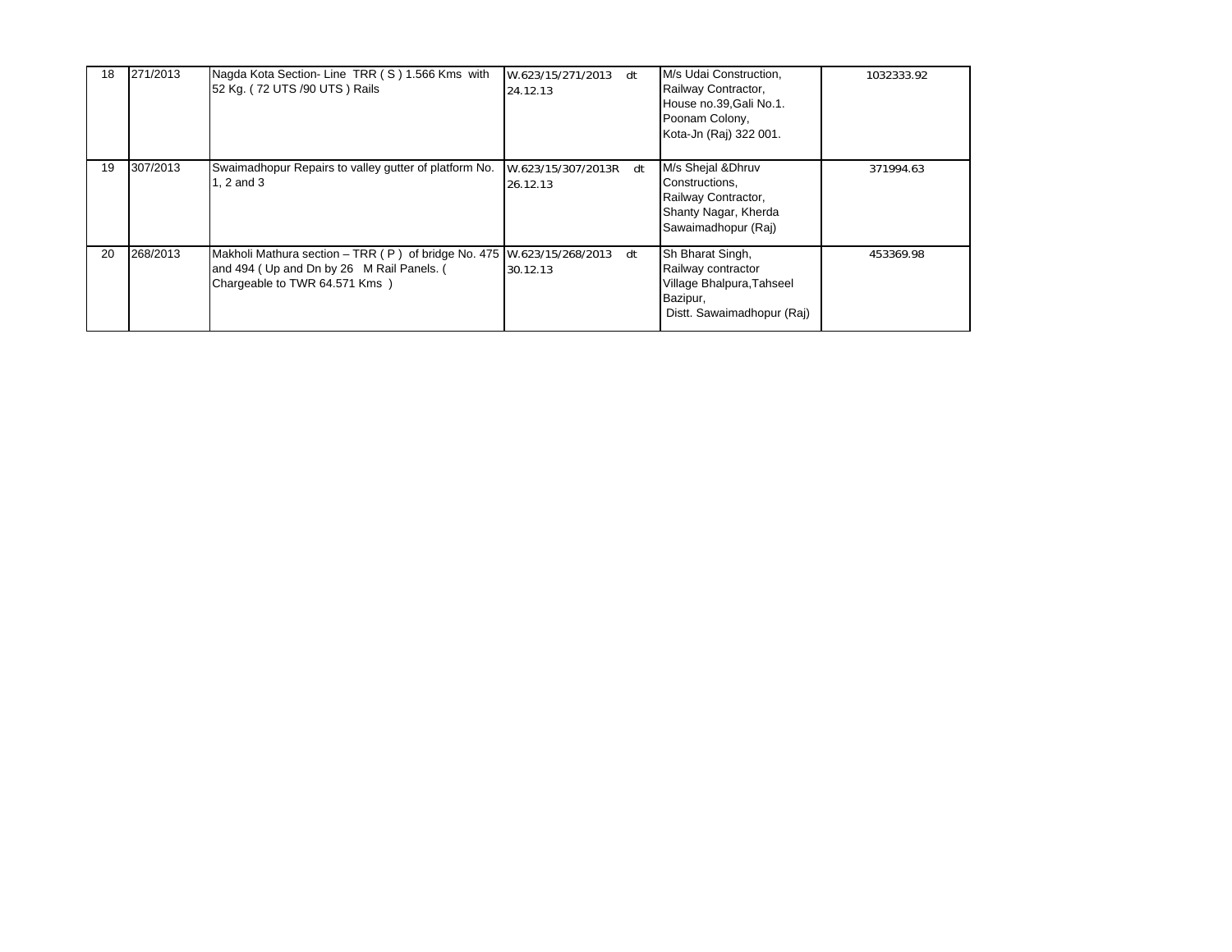| | | | | | |
|---|---|---|---|---|---|
| 18 | 271/2013 | Nagda Kota Section- Line TRR ( S ) 1.566 Kms with 52 Kg. ( 72 UTS /90 UTS ) Rails | W.623/15/271/2013 dt 24.12.13 | M/s Udai Construction, Railway Contractor, House no.39,Gali No.1. Poonam Colony, Kota-Jn (Raj) 322 001. | 1032333.92 |
| 19 | 307/2013 | Swaimadhopur Repairs to valley gutter of platform No. 1, 2 and 3 | W.623/15/307/2013R dt 26.12.13 | M/s Shejal &Dhruv Constructions, Railway Contractor, Shanty Nagar, Kherda Sawaimadhopur (Raj) | 371994.63 |
| 20 | 268/2013 | Makholi Mathura section – TRR ( P ) of bridge No. 475 and 494 ( Up and Dn by 26 M Rail Panels. ( Chargeable to TWR 64.571 Kms ) | W.623/15/268/2013 dt 30.12.13 | Sh Bharat Singh, Railway contractor Village Bhalpura,Tahseel Bazipur, Distt. Sawaimadhopur (Raj) | 453369.98 |